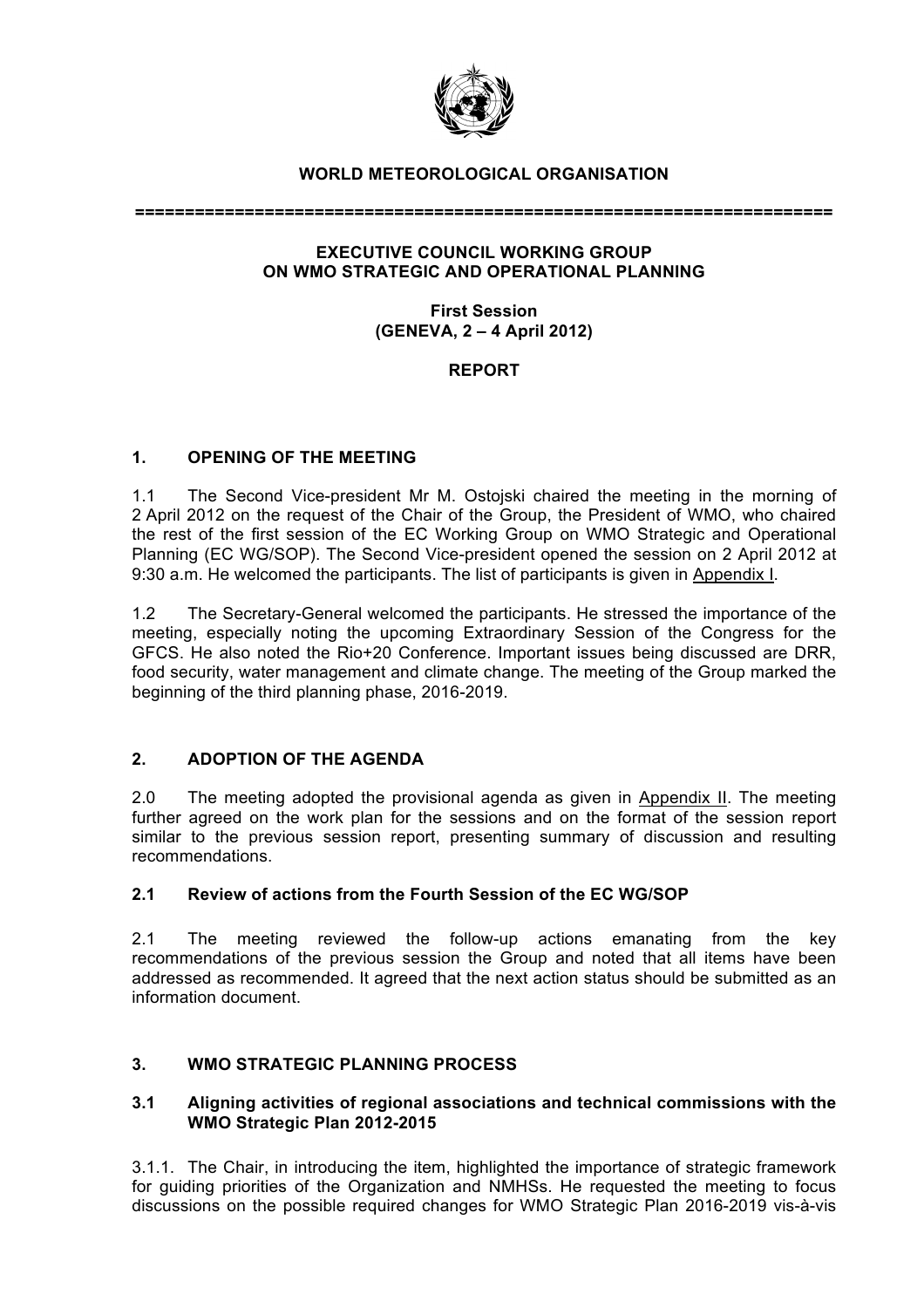**WORLD METEOROLOGICAL ORGANISATION**

**======================================================================**

**EXECUTIVE COUNCIL WORKING GROUP ON WMO STRATEGIC AND OPERATIONAL PLANNING**

**First Session (GENEVA, 2 – 4 April 2012)**

**REPORT**

## 1. OPENING OF THE MEETING

1.1 The Second Vice-president Mr M. Ostojski chaired the meeting in the morning of 2 April 2012 on the request of the Chair of the Group, the President of WMO, who chaired the rest of the first session of the EC Working Group on WMO Strategic and Operational Planning (EC WG/SOP). The Second Vice-president opened the session on 2 April 2012 at 9:30 a.m. He welcomed the participants. The list of participants is given in Appendix I.

1.2 The Secretary-General welcomed the participants. He stressed the importance of the meeting, especially noting the upcoming Extraordinary Session of the Congress for the GFCS. He also noted the Rio+20 Conference. Important issues being discussed are DRR, food security, water management and climate change. The meeting of the Group marked the beginning of the third planning phase, 2016-2019.

## 2. ADOPTION OF THE AGENDA

2.0 The meeting adopted the provisional agenda as given in Appendix II. The meeting further agreed on the work plan for the sessions and on the format of the session report similar to the previous session report, presenting summary of discussion and resulting recommendations.

### 2.1 Review of actions from the Fourth Session of the EC WG/SOP

2.1 The meeting reviewed the follow-up actions emanating from the key recommendations of the previous session the Group and noted that all items have been addressed as recommended. It agreed that the next action status should be submitted as an information document.

## 3. WMO STRATEGIC PLANNING PROCESS

### 3.1 Aligning activities of regional associations and technical commissions with the WMO Strategic Plan 2012-2015

3.1.1. The Chair, in introducing the item, highlighted the importance of strategic framework for guiding priorities of the Organization and NMHSs. He requested the meeting to focus discussions on the possible required changes for WMO Strategic Plan 2016-2019 vis-à-vis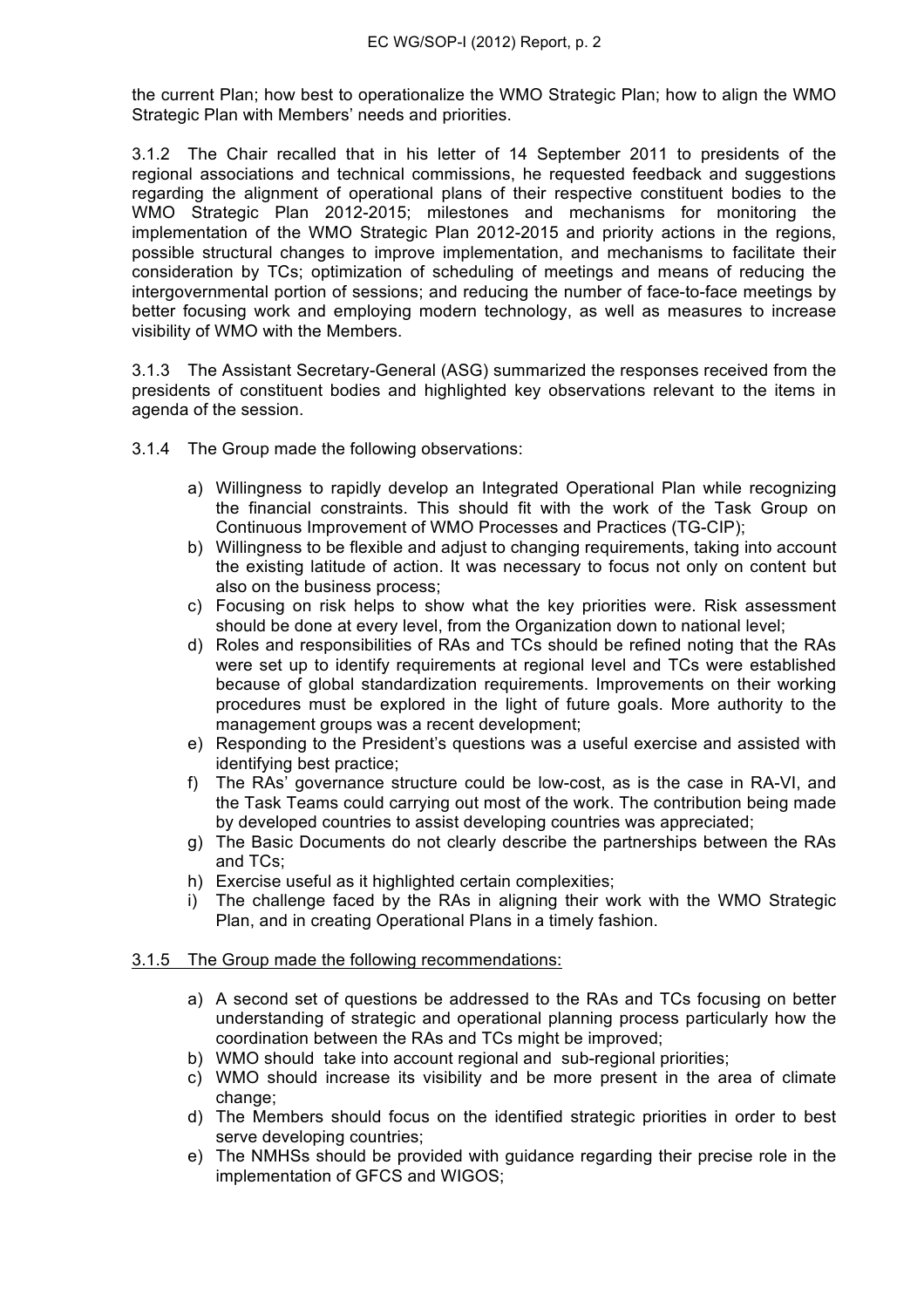the current Plan; how best to operationalize the WMO Strategic Plan; how to align the WMO Strategic Plan with Members' needs and priorities.

3.1.2 The Chair recalled that in his letter of 14 September 2011 to presidents of the regional associations and technical commissions, he requested feedback and suggestions regarding the alignment of operational plans of their respective constituent bodies to the WMO Strategic Plan 2012-2015; milestones and mechanisms for monitoring the implementation of the WMO Strategic Plan 2012-2015 and priority actions in the regions, possible structural changes to improve implementation, and mechanisms to facilitate their consideration by TCs; optimization of scheduling of meetings and means of reducing the intergovernmental portion of sessions; and reducing the number of face-to-face meetings by better focusing work and employing modern technology, as well as measures to increase visibility of WMO with the Members.

3.1.3 The Assistant Secretary-General (ASG) summarized the responses received from the presidents of constituent bodies and highlighted key observations relevant to the items in agenda of the session.

3.1.4 The Group made the following observations:

a) Willingness to rapidly develop an Integrated Operational Plan while recognizing the financial constraints. This should fit with the work of the Task Group on Continuous Improvement of WMO Processes and Practices (TG-CIP);
b) Willingness to be flexible and adjust to changing requirements, taking into account the existing latitude of action. It was necessary to focus not only on content but also on the business process;
c) Focusing on risk helps to show what the key priorities were. Risk assessment should be done at every level, from the Organization down to national level;
d) Roles and responsibilities of RAs and TCs should be refined noting that the RAs were set up to identify requirements at regional level and TCs were established because of global standardization requirements. Improvements on their working procedures must be explored in the light of future goals. More authority to the management groups was a recent development;
e) Responding to the President's questions was a useful exercise and assisted with identifying best practice;
f) The RAs' governance structure could be low-cost, as is the case in RA-VI, and the Task Teams could carrying out most of the work. The contribution being made by developed countries to assist developing countries was appreciated;
g) The Basic Documents do not clearly describe the partnerships between the RAs and TCs;
h) Exercise useful as it highlighted certain complexities;
i) The challenge faced by the RAs in aligning their work with the WMO Strategic Plan, and in creating Operational Plans in a timely fashion.

<u>3.1.5 The Group made the following recommendations:</u>

a) A second set of questions be addressed to the RAs and TCs focusing on better understanding of strategic and operational planning process particularly how the coordination between the RAs and TCs might be improved;
b) WMO should take into account regional and sub-regional priorities;
c) WMO should increase its visibility and be more present in the area of climate change;
d) The Members should focus on the identified strategic priorities in order to best serve developing countries;
e) The NMHSs should be provided with guidance regarding their precise role in the implementation of GFCS and WIGOS;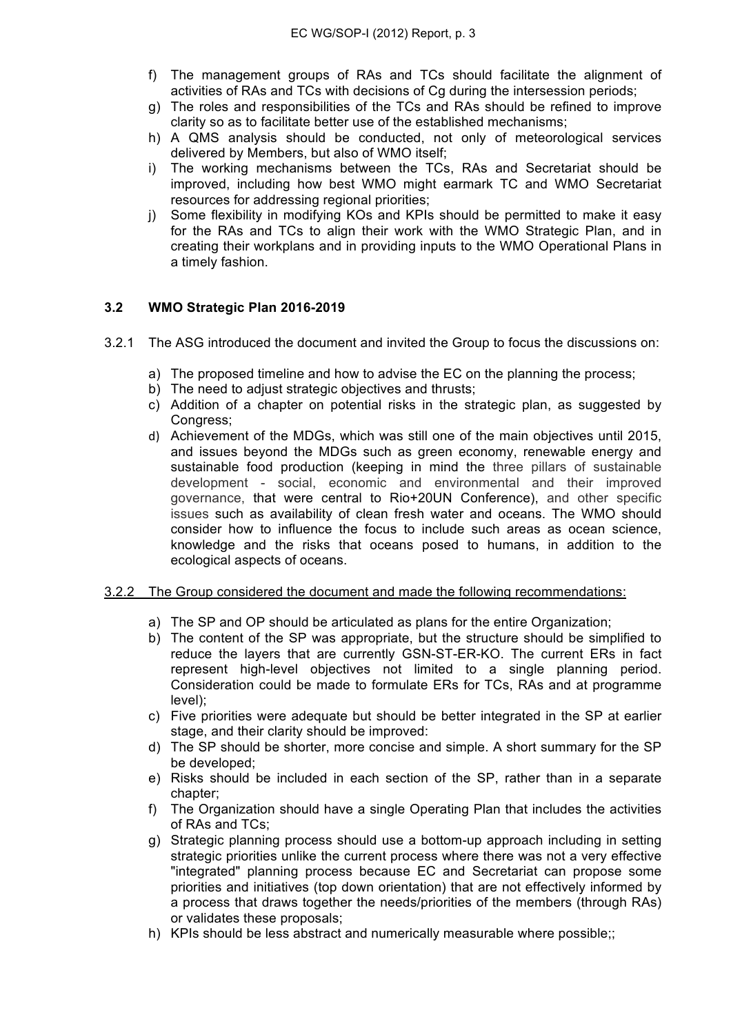f) The management groups of RAs and TCs should facilitate the alignment of activities of RAs and TCs with decisions of Cg during the intersession periods;
g) The roles and responsibilities of the TCs and RAs should be refined to improve clarity so as to facilitate better use of the established mechanisms;
h) A QMS analysis should be conducted, not only of meteorological services delivered by Members, but also of WMO itself;
i) The working mechanisms between the TCs, RAs and Secretariat should be improved, including how best WMO might earmark TC and WMO Secretariat resources for addressing regional priorities;
j) Some flexibility in modifying KOs and KPIs should be permitted to make it easy for the RAs and TCs to align their work with the WMO Strategic Plan, and in creating their workplans and in providing inputs to the WMO Operational Plans in a timely fashion.

### 3.2 WMO Strategic Plan 2016-2019

3.2.1 The ASG introduced the document and invited the Group to focus the discussions on:

a) The proposed timeline and how to advise the EC on the planning the process;
b) The need to adjust strategic objectives and thrusts;
c) Addition of a chapter on potential risks in the strategic plan, as suggested by Congress;
d) Achievement of the MDGs, which was still one of the main objectives until 2015, and issues beyond the MDGs such as green economy, renewable energy and sustainable food production (keeping in mind the three pillars of sustainable development - social, economic and environmental and their improved governance, that were central to Rio+20UN Conference), and other specific issues such as availability of clean fresh water and oceans. The WMO should consider how to influence the focus to include such areas as ocean science, knowledge and the risks that oceans posed to humans, in addition to the ecological aspects of oceans.

3.2.2 The Group considered the document and made the following recommendations:

a) The SP and OP should be articulated as plans for the entire Organization;
b) The content of the SP was appropriate, but the structure should be simplified to reduce the layers that are currently GSN-ST-ER-KO. The current ERs in fact represent high-level objectives not limited to a single planning period. Consideration could be made to formulate ERs for TCs, RAs and at programme level);
c) Five priorities were adequate but should be better integrated in the SP at earlier stage, and their clarity should be improved:
d) The SP should be shorter, more concise and simple. A short summary for the SP be developed;
e) Risks should be included in each section of the SP, rather than in a separate chapter;
f) The Organization should have a single Operating Plan that includes the activities of RAs and TCs;
g) Strategic planning process should use a bottom-up approach including in setting strategic priorities unlike the current process where there was not a very effective "integrated" planning process because EC and Secretariat can propose some priorities and initiatives (top down orientation) that are not effectively informed by a process that draws together the needs/priorities of the members (through RAs) or validates these proposals;
h) KPIs should be less abstract and numerically measurable where possible;;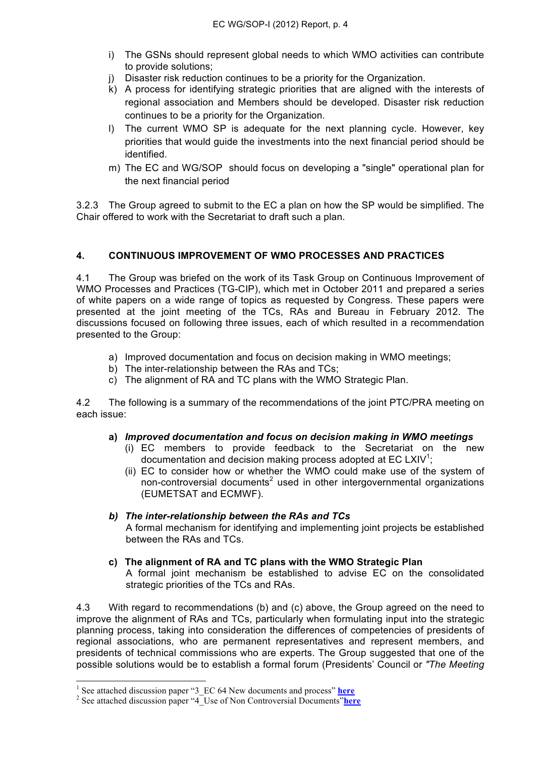i) The GSNs should represent global needs to which WMO activities can contribute to provide solutions;
j) Disaster risk reduction continues to be a priority for the Organization.
k) A process for identifying strategic priorities that are aligned with the interests of regional association and Members should be developed. Disaster risk reduction continues to be a priority for the Organization.
l) The current WMO SP is adequate for the next planning cycle. However, key priorities that would guide the investments into the next financial period should be identified.
m) The EC and WG/SOP should focus on developing a "single" operational plan for the next financial period

3.2.3 The Group agreed to submit to the EC a plan on how the SP would be simplified. The Chair offered to work with the Secretariat to draft such a plan.

## 4. CONTINUOUS IMPROVEMENT OF WMO PROCESSES AND PRACTICES

4.1 The Group was briefed on the work of its Task Group on Continuous Improvement of WMO Processes and Practices (TG-CIP), which met in October 2011 and prepared a series of white papers on a wide range of topics as requested by Congress. These papers were presented at the joint meeting of the TCs, RAs and Bureau in February 2012. The discussions focused on following three issues, each of which resulted in a recommendation presented to the Group:

a) Improved documentation and focus on decision making in WMO meetings;
b) The inter-relationship between the RAs and TCs;
c) The alignment of RA and TC plans with the WMO Strategic Plan.

4.2 The following is a summary of the recommendations of the joint PTC/PRA meeting on each issue:

**a) *Improved documentation and focus on decision making in WMO meetings***

(i) EC members to provide feedback to the Secretariat on the new documentation and decision making process adopted at EC LXIV[1];

(ii) EC to consider how or whether the WMO could make use of the system of non-controversial documents[2] used in other intergovernmental organizations (EUMETSAT and ECMWF).

***b) The inter-relationship between the RAs and TCs***

A formal mechanism for identifying and implementing joint projects be established between the RAs and TCs.

**c) The alignment of RA and TC plans with the WMO Strategic Plan**

A formal joint mechanism be established to advise EC on the consolidated strategic priorities of the TCs and RAs.

4.3 With regard to recommendations (b) and (c) above, the Group agreed on the need to improve the alignment of RAs and TCs, particularly when formulating input into the strategic planning process, taking into consideration the differences of competencies of presidents of regional associations, who are permanent representatives and represent members, and presidents of technical commissions who are experts. The Group suggested that one of the possible solutions would be to establish a formal forum (Presidents' Council or *"The Meeting*

---

[1] See attached discussion paper "3_EC 64 New documents and process" **here**

[2] See attached discussion paper "4_Use of Non Controversial Documents"**here**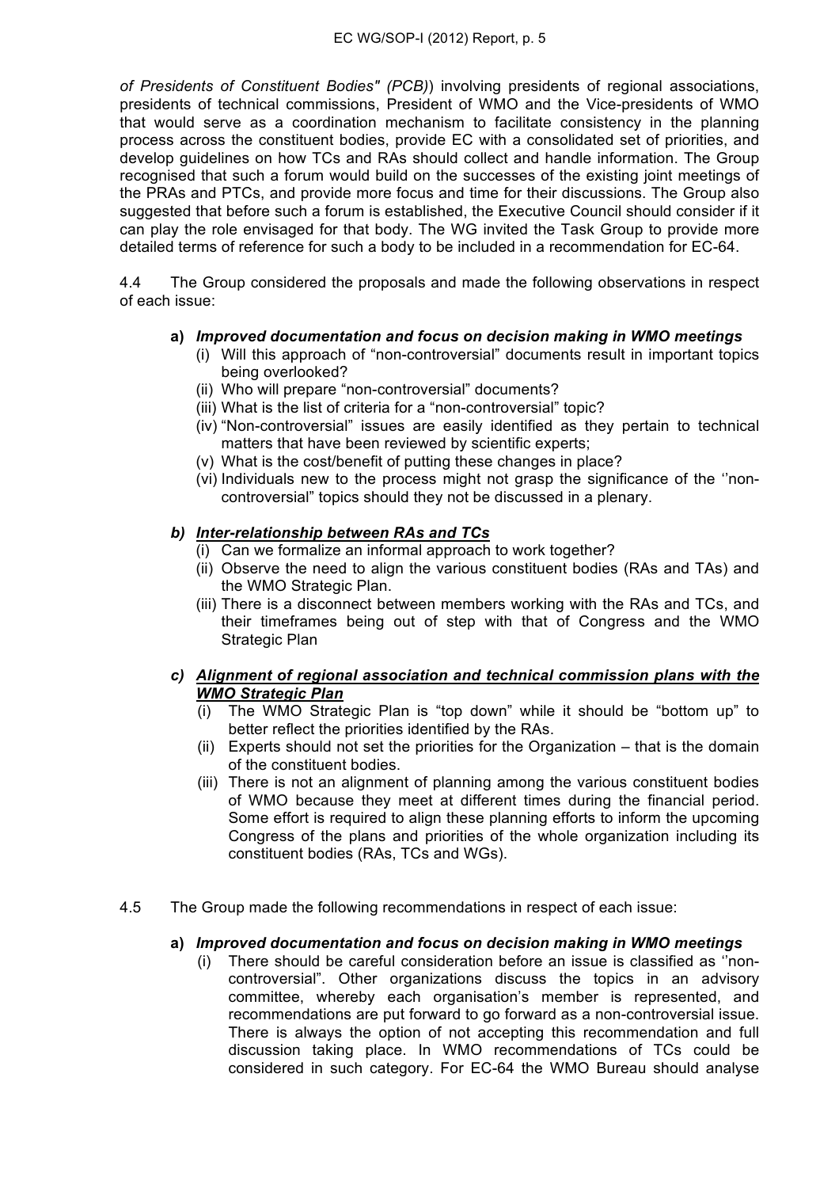*of Presidents of Constituent Bodies" (PCB)*) involving presidents of regional associations, presidents of technical commissions, President of WMO and the Vice-presidents of WMO that would serve as a coordination mechanism to facilitate consistency in the planning process across the constituent bodies, provide EC with a consolidated set of priorities, and develop guidelines on how TCs and RAs should collect and handle information. The Group recognised that such a forum would build on the successes of the existing joint meetings of the PRAs and PTCs, and provide more focus and time for their discussions. The Group also suggested that before such a forum is established, the Executive Council should consider if it can play the role envisaged for that body. The WG invited the Task Group to provide more detailed terms of reference for such a body to be included in a recommendation for EC-64.

4.4 The Group considered the proposals and made the following observations in respect of each issue:

**a) *Improved documentation and focus on decision making in WMO meetings***

(i) Will this approach of "non-controversial" documents result in important topics being overlooked?
(ii) Who will prepare "non-controversial" documents?
(iii) What is the list of criteria for a "non-controversial" topic?
(iv) "Non-controversial" issues are easily identified as they pertain to technical matters that have been reviewed by scientific experts;
(v) What is the cost/benefit of putting these changes in place?
(vi) Individuals new to the process might not grasp the significance of the ''non-controversial" topics should they not be discussed in a plenary.

***b) <u>Inter-relationship between RAs and TCs</u>***

(i) Can we formalize an informal approach to work together?
(ii) Observe the need to align the various constituent bodies (RAs and TAs) and the WMO Strategic Plan.
(iii) There is a disconnect between members working with the RAs and TCs, and their timeframes being out of step with that of Congress and the WMO Strategic Plan

***c) <u>Alignment of regional association and technical commission plans with the WMO Strategic Plan</u>***

(i) The WMO Strategic Plan is "top down" while it should be "bottom up" to better reflect the priorities identified by the RAs.
(ii) Experts should not set the priorities for the Organization – that is the domain of the constituent bodies.
(iii) There is not an alignment of planning among the various constituent bodies of WMO because they meet at different times during the financial period. Some effort is required to align these planning efforts to inform the upcoming Congress of the plans and priorities of the whole organization including its constituent bodies (RAs, TCs and WGs).

4.5 The Group made the following recommendations in respect of each issue:

**a) *Improved documentation and focus on decision making in WMO meetings***

(i) There should be careful consideration before an issue is classified as ''non-controversial". Other organizations discuss the topics in an advisory committee, whereby each organisation's member is represented, and recommendations are put forward to go forward as a non-controversial issue. There is always the option of not accepting this recommendation and full discussion taking place. In WMO recommendations of TCs could be considered in such category. For EC-64 the WMO Bureau should analyse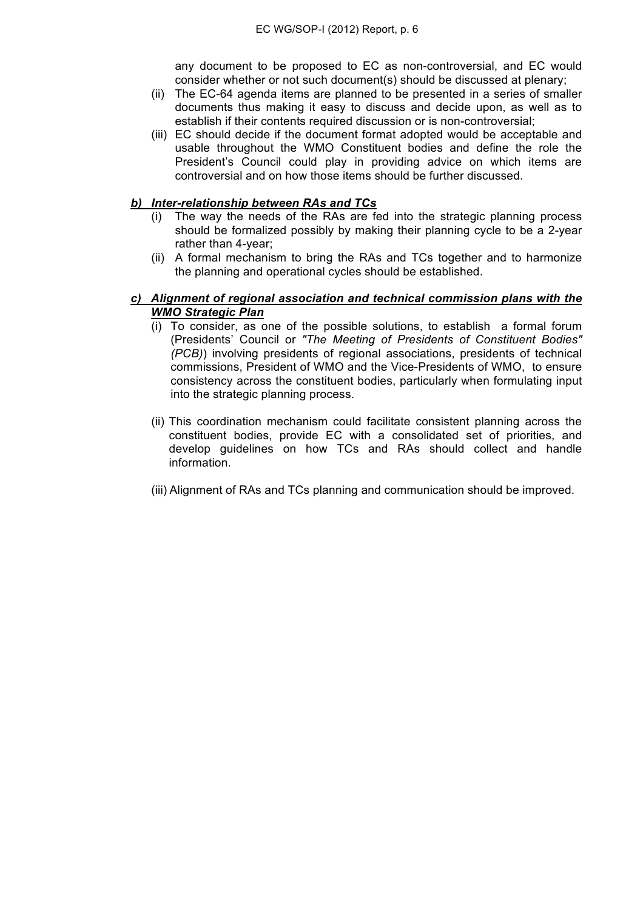any document to be proposed to EC as non-controversial, and EC would consider whether or not such document(s) should be discussed at plenary;

(ii) The EC-64 agenda items are planned to be presented in a series of smaller documents thus making it easy to discuss and decide upon, as well as to establish if their contents required discussion or is non-controversial;

(iii) EC should decide if the document format adopted would be acceptable and usable throughout the WMO Constituent bodies and define the role the President's Council could play in providing advice on which items are controversial and on how those items should be further discussed.

***b) Inter-relationship between RAs and TCs***

(i) The way the needs of the RAs are fed into the strategic planning process should be formalized possibly by making their planning cycle to be a 2-year rather than 4-year;

(ii) A formal mechanism to bring the RAs and TCs together and to harmonize the planning and operational cycles should be established.

***c) Alignment of regional association and technical commission plans with the WMO Strategic Plan***

(i) To consider, as one of the possible solutions, to establish a formal forum (Presidents' Council or *"The Meeting of Presidents of Constituent Bodies" (PCB)*) involving presidents of regional associations, presidents of technical commissions, President of WMO and the Vice-Presidents of WMO, to ensure consistency across the constituent bodies, particularly when formulating input into the strategic planning process.

(ii) This coordination mechanism could facilitate consistent planning across the constituent bodies, provide EC with a consolidated set of priorities, and develop guidelines on how TCs and RAs should collect and handle information.

(iii) Alignment of RAs and TCs planning and communication should be improved.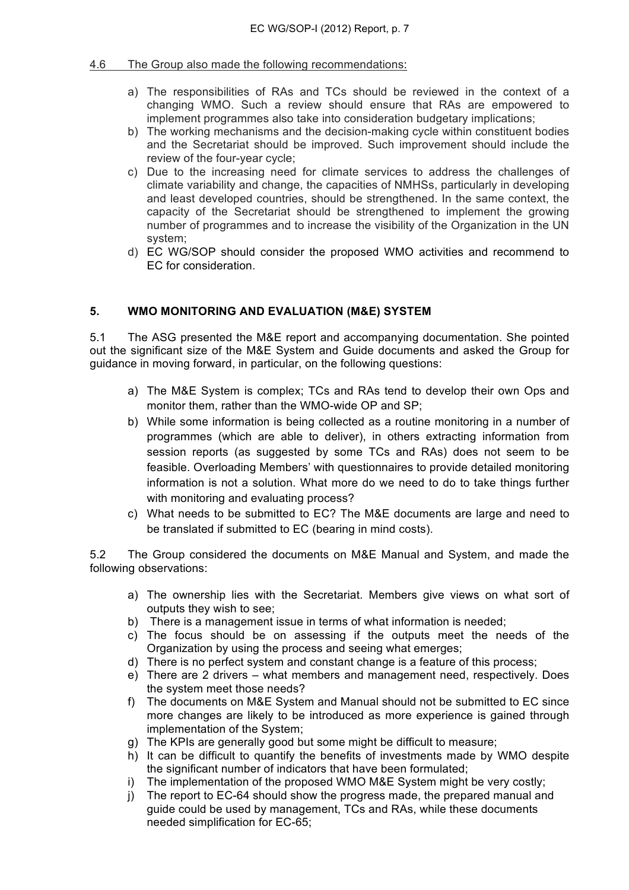4.6 The Group also made the following recommendations:

a) The responsibilities of RAs and TCs should be reviewed in the context of a changing WMO. Such a review should ensure that RAs are empowered to implement programmes also take into consideration budgetary implications;
b) The working mechanisms and the decision-making cycle within constituent bodies and the Secretariat should be improved. Such improvement should include the review of the four-year cycle;
c) Due to the increasing need for climate services to address the challenges of climate variability and change, the capacities of NMHSs, particularly in developing and least developed countries, should be strengthened. In the same context, the capacity of the Secretariat should be strengthened to implement the growing number of programmes and to increase the visibility of the Organization in the UN system;
d) EC WG/SOP should consider the proposed WMO activities and recommend to EC for consideration.

## 5. WMO MONITORING AND EVALUATION (M&E) SYSTEM

5.1 The ASG presented the M&E report and accompanying documentation. She pointed out the significant size of the M&E System and Guide documents and asked the Group for guidance in moving forward, in particular, on the following questions:

a) The M&E System is complex; TCs and RAs tend to develop their own Ops and monitor them, rather than the WMO-wide OP and SP;
b) While some information is being collected as a routine monitoring in a number of programmes (which are able to deliver), in others extracting information from session reports (as suggested by some TCs and RAs) does not seem to be feasible. Overloading Members' with questionnaires to provide detailed monitoring information is not a solution. What more do we need to do to take things further with monitoring and evaluating process?
c) What needs to be submitted to EC? The M&E documents are large and need to be translated if submitted to EC (bearing in mind costs).

5.2 The Group considered the documents on M&E Manual and System, and made the following observations:

a) The ownership lies with the Secretariat. Members give views on what sort of outputs they wish to see;
b) There is a management issue in terms of what information is needed;
c) The focus should be on assessing if the outputs meet the needs of the Organization by using the process and seeing what emerges;
d) There is no perfect system and constant change is a feature of this process;
e) There are 2 drivers – what members and management need, respectively. Does the system meet those needs?
f) The documents on M&E System and Manual should not be submitted to EC since more changes are likely to be introduced as more experience is gained through implementation of the System;
g) The KPIs are generally good but some might be difficult to measure;
h) It can be difficult to quantify the benefits of investments made by WMO despite the significant number of indicators that have been formulated;
i) The implementation of the proposed WMO M&E System might be very costly;
j) The report to EC-64 should show the progress made, the prepared manual and guide could be used by management, TCs and RAs, while these documents needed simplification for EC-65;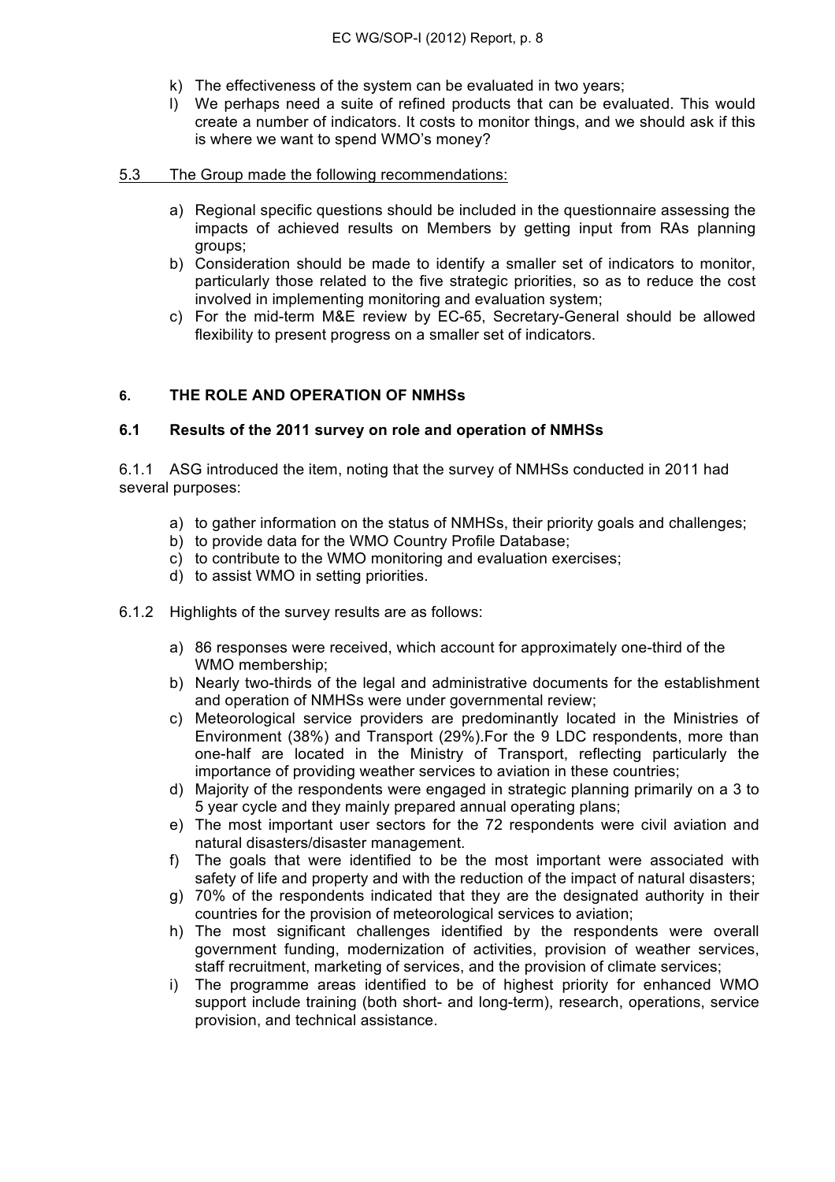k) The effectiveness of the system can be evaluated in two years;
l) We perhaps need a suite of refined products that can be evaluated. This would create a number of indicators. It costs to monitor things, and we should ask if this is where we want to spend WMO's money?

5.3 The Group made the following recommendations:

a) Regional specific questions should be included in the questionnaire assessing the impacts of achieved results on Members by getting input from RAs planning groups;
b) Consideration should be made to identify a smaller set of indicators to monitor, particularly those related to the five strategic priorities, so as to reduce the cost involved in implementing monitoring and evaluation system;
c) For the mid-term M&E review by EC-65, Secretary-General should be allowed flexibility to present progress on a smaller set of indicators.

## 6. THE ROLE AND OPERATION OF NMHSs

### 6.1 Results of the 2011 survey on role and operation of NMHSs

6.1.1 ASG introduced the item, noting that the survey of NMHSs conducted in 2011 had several purposes:

a) to gather information on the status of NMHSs, their priority goals and challenges;
b) to provide data for the WMO Country Profile Database;
c) to contribute to the WMO monitoring and evaluation exercises;
d) to assist WMO in setting priorities.

6.1.2 Highlights of the survey results are as follows:

a) 86 responses were received, which account for approximately one-third of the WMO membership;
b) Nearly two-thirds of the legal and administrative documents for the establishment and operation of NMHSs were under governmental review;
c) Meteorological service providers are predominantly located in the Ministries of Environment (38%) and Transport (29%).For the 9 LDC respondents, more than one-half are located in the Ministry of Transport, reflecting particularly the importance of providing weather services to aviation in these countries;
d) Majority of the respondents were engaged in strategic planning primarily on a 3 to 5 year cycle and they mainly prepared annual operating plans;
e) The most important user sectors for the 72 respondents were civil aviation and natural disasters/disaster management.
f) The goals that were identified to be the most important were associated with safety of life and property and with the reduction of the impact of natural disasters;
g) 70% of the respondents indicated that they are the designated authority in their countries for the provision of meteorological services to aviation;
h) The most significant challenges identified by the respondents were overall government funding, modernization of activities, provision of weather services, staff recruitment, marketing of services, and the provision of climate services;
i) The programme areas identified to be of highest priority for enhanced WMO support include training (both short- and long-term), research, operations, service provision, and technical assistance.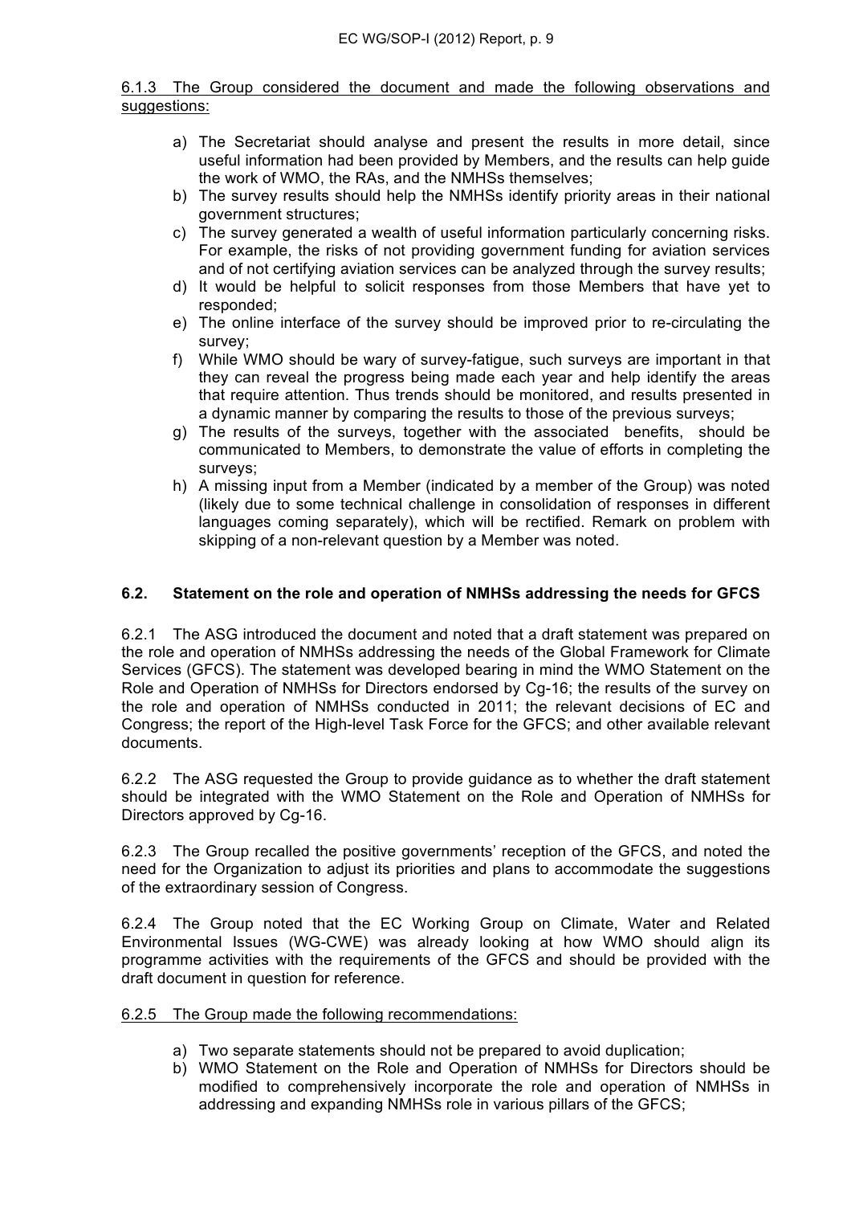6.1.3 The Group considered the document and made the following observations and suggestions:

a) The Secretariat should analyse and present the results in more detail, since useful information had been provided by Members, and the results can help guide the work of WMO, the RAs, and the NMHSs themselves;
b) The survey results should help the NMHSs identify priority areas in their national government structures;
c) The survey generated a wealth of useful information particularly concerning risks. For example, the risks of not providing government funding for aviation services and of not certifying aviation services can be analyzed through the survey results;
d) It would be helpful to solicit responses from those Members that have yet to responded;
e) The online interface of the survey should be improved prior to re-circulating the survey;
f) While WMO should be wary of survey-fatigue, such surveys are important in that they can reveal the progress being made each year and help identify the areas that require attention. Thus trends should be monitored, and results presented in a dynamic manner by comparing the results to those of the previous surveys;
g) The results of the surveys, together with the associated benefits, should be communicated to Members, to demonstrate the value of efforts in completing the surveys;
h) A missing input from a Member (indicated by a member of the Group) was noted (likely due to some technical challenge in consolidation of responses in different languages coming separately), which will be rectified. Remark on problem with skipping of a non-relevant question by a Member was noted.

### 6.2. Statement on the role and operation of NMHSs addressing the needs for GFCS

6.2.1 The ASG introduced the document and noted that a draft statement was prepared on the role and operation of NMHSs addressing the needs of the Global Framework for Climate Services (GFCS). The statement was developed bearing in mind the WMO Statement on the Role and Operation of NMHSs for Directors endorsed by Cg-16; the results of the survey on the role and operation of NMHSs conducted in 2011; the relevant decisions of EC and Congress; the report of the High-level Task Force for the GFCS; and other available relevant documents.

6.2.2 The ASG requested the Group to provide guidance as to whether the draft statement should be integrated with the WMO Statement on the Role and Operation of NMHSs for Directors approved by Cg-16.

6.2.3 The Group recalled the positive governments' reception of the GFCS, and noted the need for the Organization to adjust its priorities and plans to accommodate the suggestions of the extraordinary session of Congress.

6.2.4 The Group noted that the EC Working Group on Climate, Water and Related Environmental Issues (WG-CWE) was already looking at how WMO should align its programme activities with the requirements of the GFCS and should be provided with the draft document in question for reference.

6.2.5 The Group made the following recommendations:

a) Two separate statements should not be prepared to avoid duplication;
b) WMO Statement on the Role and Operation of NMHSs for Directors should be modified to comprehensively incorporate the role and operation of NMHSs in addressing and expanding NMHSs role in various pillars of the GFCS;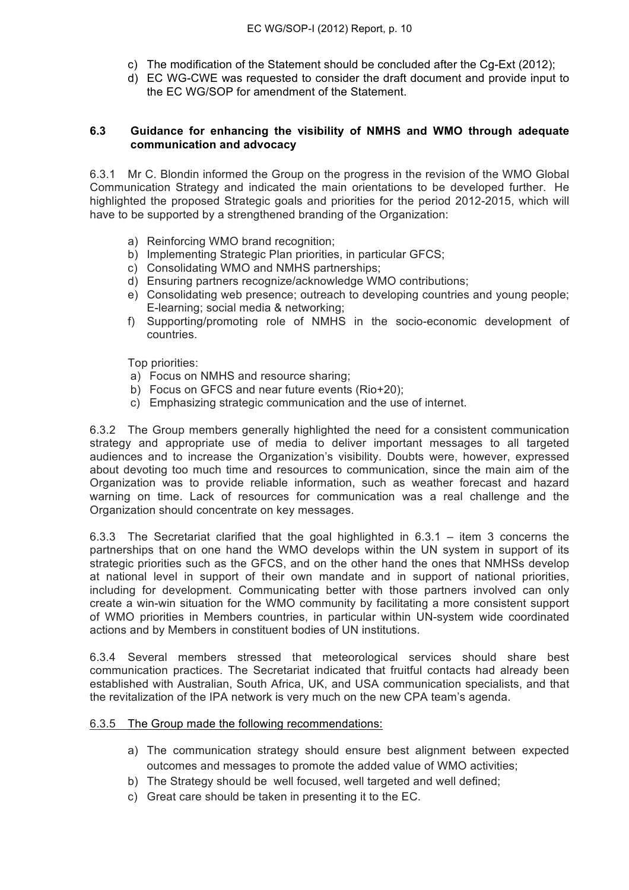c) The modification of the Statement should be concluded after the Cg-Ext (2012);
d) EC WG-CWE was requested to consider the draft document and provide input to the EC WG/SOP for amendment of the Statement.

### 6.3 Guidance for enhancing the visibility of NMHS and WMO through adequate communication and advocacy

6.3.1 Mr C. Blondin informed the Group on the progress in the revision of the WMO Global Communication Strategy and indicated the main orientations to be developed further. He highlighted the proposed Strategic goals and priorities for the period 2012-2015, which will have to be supported by a strengthened branding of the Organization:

a) Reinforcing WMO brand recognition;
b) Implementing Strategic Plan priorities, in particular GFCS;
c) Consolidating WMO and NMHS partnerships;
d) Ensuring partners recognize/acknowledge WMO contributions;
e) Consolidating web presence; outreach to developing countries and young people; E-learning; social media & networking;
f) Supporting/promoting role of NMHS in the socio-economic development of countries.

Top priorities:

a) Focus on NMHS and resource sharing;
b) Focus on GFCS and near future events (Rio+20);
c) Emphasizing strategic communication and the use of internet.

6.3.2 The Group members generally highlighted the need for a consistent communication strategy and appropriate use of media to deliver important messages to all targeted audiences and to increase the Organization's visibility. Doubts were, however, expressed about devoting too much time and resources to communication, since the main aim of the Organization was to provide reliable information, such as weather forecast and hazard warning on time. Lack of resources for communication was a real challenge and the Organization should concentrate on key messages.

6.3.3 The Secretariat clarified that the goal highlighted in 6.3.1 – item 3 concerns the partnerships that on one hand the WMO develops within the UN system in support of its strategic priorities such as the GFCS, and on the other hand the ones that NMHSs develop at national level in support of their own mandate and in support of national priorities, including for development. Communicating better with those partners involved can only create a win-win situation for the WMO community by facilitating a more consistent support of WMO priorities in Members countries, in particular within UN-system wide coordinated actions and by Members in constituent bodies of UN institutions.

6.3.4 Several members stressed that meteorological services should share best communication practices. The Secretariat indicated that fruitful contacts had already been established with Australian, South Africa, UK, and USA communication specialists, and that the revitalization of the IPA network is very much on the new CPA team's agenda.

6.3.5 <u>The Group made the following recommendations:</u>

a) The communication strategy should ensure best alignment between expected outcomes and messages to promote the added value of WMO activities;
b) The Strategy should be well focused, well targeted and well defined;
c) Great care should be taken in presenting it to the EC.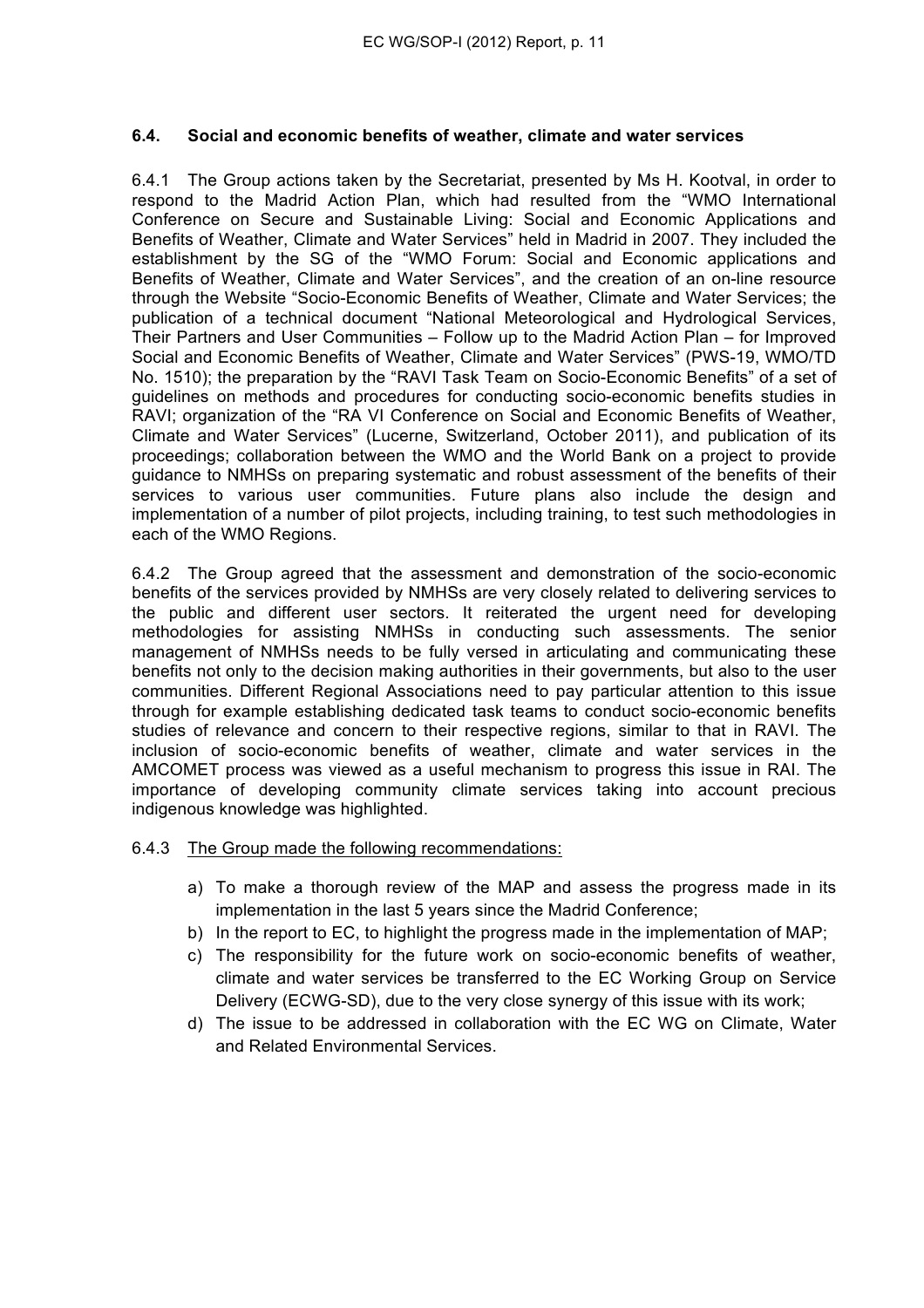### 6.4. Social and economic benefits of weather, climate and water services

6.4.1 The Group actions taken by the Secretariat, presented by Ms H. Kootval, in order to respond to the Madrid Action Plan, which had resulted from the "WMO International Conference on Secure and Sustainable Living: Social and Economic Applications and Benefits of Weather, Climate and Water Services" held in Madrid in 2007. They included the establishment by the SG of the "WMO Forum: Social and Economic applications and Benefits of Weather, Climate and Water Services", and the creation of an on-line resource through the Website "Socio-Economic Benefits of Weather, Climate and Water Services; the publication of a technical document "National Meteorological and Hydrological Services, Their Partners and User Communities – Follow up to the Madrid Action Plan – for Improved Social and Economic Benefits of Weather, Climate and Water Services" (PWS-19, WMO/TD No. 1510); the preparation by the "RAVI Task Team on Socio-Economic Benefits" of a set of guidelines on methods and procedures for conducting socio-economic benefits studies in RAVI; organization of the "RA VI Conference on Social and Economic Benefits of Weather, Climate and Water Services" (Lucerne, Switzerland, October 2011), and publication of its proceedings; collaboration between the WMO and the World Bank on a project to provide guidance to NMHSs on preparing systematic and robust assessment of the benefits of their services to various user communities. Future plans also include the design and implementation of a number of pilot projects, including training, to test such methodologies in each of the WMO Regions.

6.4.2 The Group agreed that the assessment and demonstration of the socio-economic benefits of the services provided by NMHSs are very closely related to delivering services to the public and different user sectors. It reiterated the urgent need for developing methodologies for assisting NMHSs in conducting such assessments. The senior management of NMHSs needs to be fully versed in articulating and communicating these benefits not only to the decision making authorities in their governments, but also to the user communities. Different Regional Associations need to pay particular attention to this issue through for example establishing dedicated task teams to conduct socio-economic benefits studies of relevance and concern to their respective regions, similar to that in RAVI. The inclusion of socio-economic benefits of weather, climate and water services in the AMCOMET process was viewed as a useful mechanism to progress this issue in RAI. The importance of developing community climate services taking into account precious indigenous knowledge was highlighted.

6.4.3 The Group made the following recommendations:

a) To make a thorough review of the MAP and assess the progress made in its implementation in the last 5 years since the Madrid Conference;
b) In the report to EC, to highlight the progress made in the implementation of MAP;
c) The responsibility for the future work on socio-economic benefits of weather, climate and water services be transferred to the EC Working Group on Service Delivery (ECWG-SD), due to the very close synergy of this issue with its work;
d) The issue to be addressed in collaboration with the EC WG on Climate, Water and Related Environmental Services.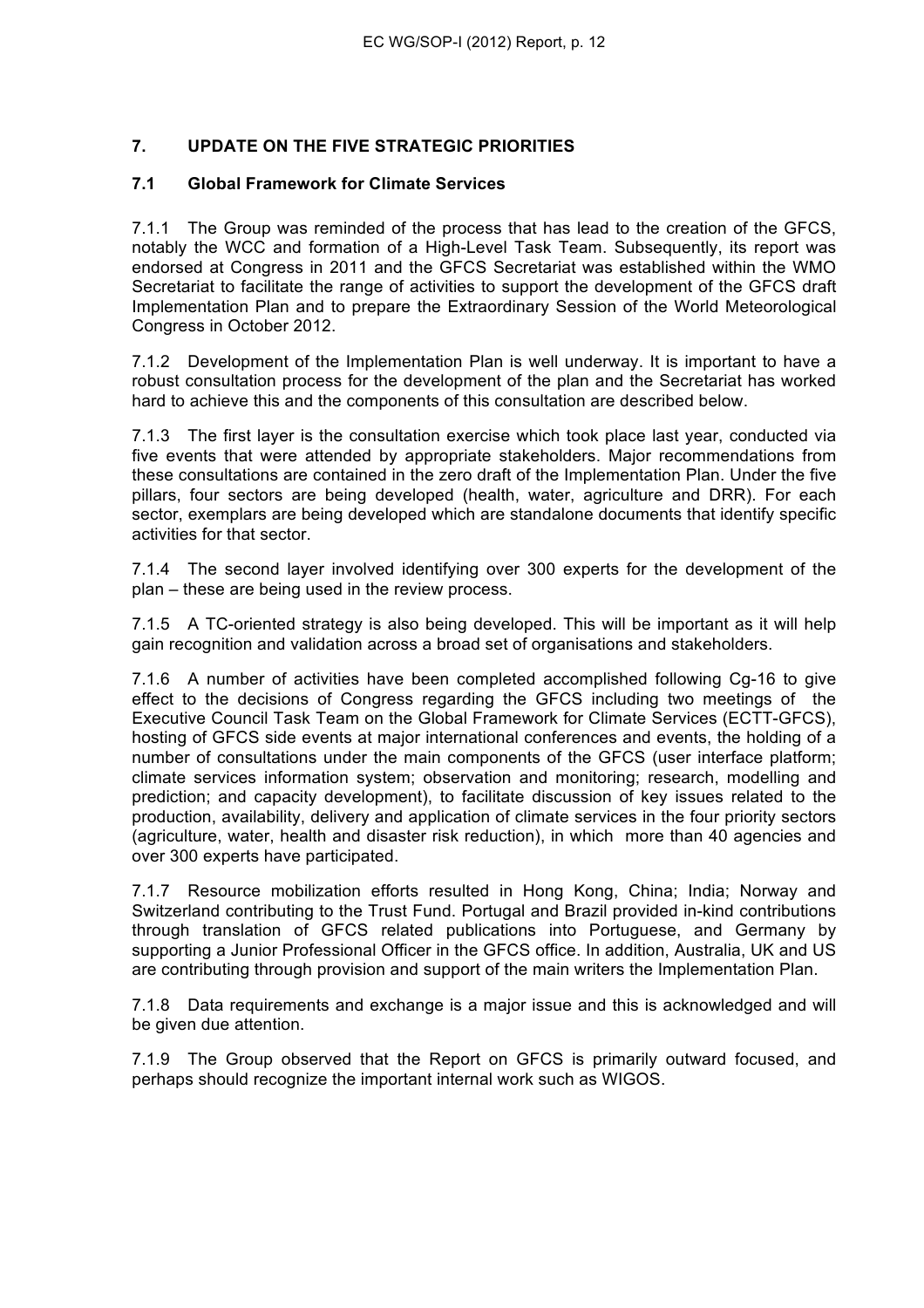## 7. UPDATE ON THE FIVE STRATEGIC PRIORITIES

### 7.1 Global Framework for Climate Services

7.1.1 The Group was reminded of the process that has lead to the creation of the GFCS, notably the WCC and formation of a High-Level Task Team. Subsequently, its report was endorsed at Congress in 2011 and the GFCS Secretariat was established within the WMO Secretariat to facilitate the range of activities to support the development of the GFCS draft Implementation Plan and to prepare the Extraordinary Session of the World Meteorological Congress in October 2012.

7.1.2 Development of the Implementation Plan is well underway. It is important to have a robust consultation process for the development of the plan and the Secretariat has worked hard to achieve this and the components of this consultation are described below.

7.1.3 The first layer is the consultation exercise which took place last year, conducted via five events that were attended by appropriate stakeholders. Major recommendations from these consultations are contained in the zero draft of the Implementation Plan. Under the five pillars, four sectors are being developed (health, water, agriculture and DRR). For each sector, exemplars are being developed which are standalone documents that identify specific activities for that sector.

7.1.4 The second layer involved identifying over 300 experts for the development of the plan – these are being used in the review process.

7.1.5 A TC-oriented strategy is also being developed. This will be important as it will help gain recognition and validation across a broad set of organisations and stakeholders.

7.1.6 A number of activities have been completed accomplished following Cg-16 to give effect to the decisions of Congress regarding the GFCS including two meetings of the Executive Council Task Team on the Global Framework for Climate Services (ECTT-GFCS), hosting of GFCS side events at major international conferences and events, the holding of a number of consultations under the main components of the GFCS (user interface platform; climate services information system; observation and monitoring; research, modelling and prediction; and capacity development), to facilitate discussion of key issues related to the production, availability, delivery and application of climate services in the four priority sectors (agriculture, water, health and disaster risk reduction), in which more than 40 agencies and over 300 experts have participated.

7.1.7 Resource mobilization efforts resulted in Hong Kong, China; India; Norway and Switzerland contributing to the Trust Fund. Portugal and Brazil provided in-kind contributions through translation of GFCS related publications into Portuguese, and Germany by supporting a Junior Professional Officer in the GFCS office. In addition, Australia, UK and US are contributing through provision and support of the main writers the Implementation Plan.

7.1.8 Data requirements and exchange is a major issue and this is acknowledged and will be given due attention.

7.1.9 The Group observed that the Report on GFCS is primarily outward focused, and perhaps should recognize the important internal work such as WIGOS.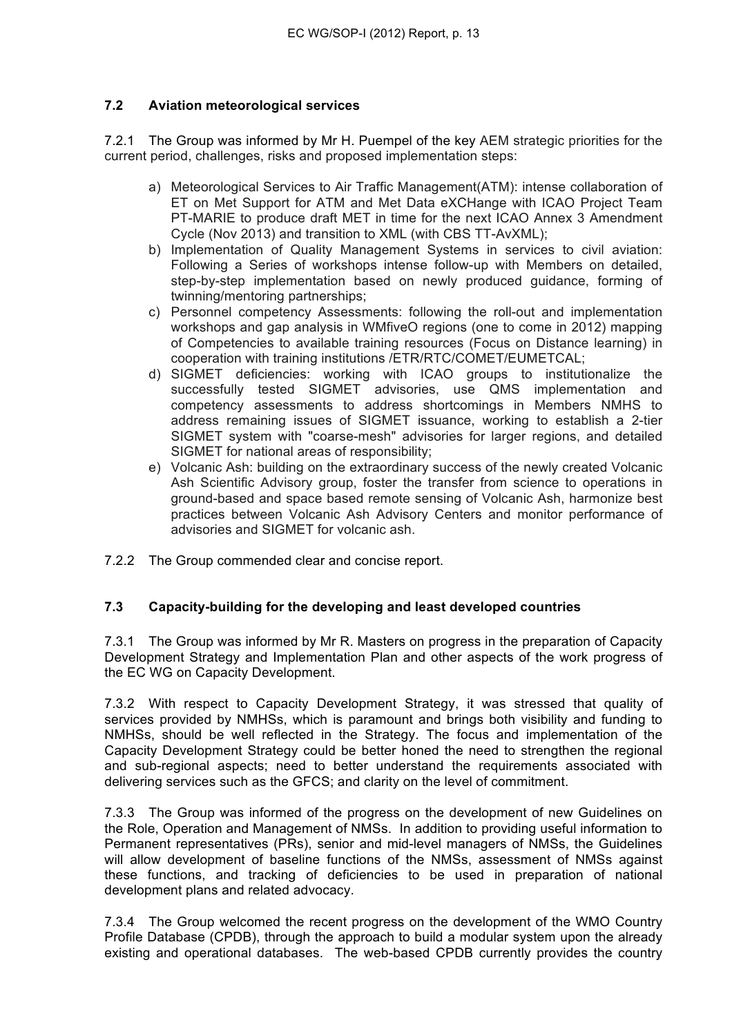### 7.2 Aviation meteorological services

7.2.1 The Group was informed by Mr H. Puempel of the key AEM strategic priorities for the current period, challenges, risks and proposed implementation steps:

a) Meteorological Services to Air Traffic Management(ATM): intense collaboration of ET on Met Support for ATM and Met Data eXCHange with ICAO Project Team PT-MARIE to produce draft MET in time for the next ICAO Annex 3 Amendment Cycle (Nov 2013) and transition to XML (with CBS TT-AvXML);
b) Implementation of Quality Management Systems in services to civil aviation: Following a Series of workshops intense follow-up with Members on detailed, step-by-step implementation based on newly produced guidance, forming of twinning/mentoring partnerships;
c) Personnel competency Assessments: following the roll-out and implementation workshops and gap analysis in WMfiveO regions (one to come in 2012) mapping of Competencies to available training resources (Focus on Distance learning) in cooperation with training institutions /ETR/RTC/COMET/EUMETCAL;
d) SIGMET deficiencies: working with ICAO groups to institutionalize the successfully tested SIGMET advisories, use QMS implementation and competency assessments to address shortcomings in Members NMHS to address remaining issues of SIGMET issuance, working to establish a 2-tier SIGMET system with "coarse-mesh" advisories for larger regions, and detailed SIGMET for national areas of responsibility;
e) Volcanic Ash: building on the extraordinary success of the newly created Volcanic Ash Scientific Advisory group, foster the transfer from science to operations in ground-based and space based remote sensing of Volcanic Ash, harmonize best practices between Volcanic Ash Advisory Centers and monitor performance of advisories and SIGMET for volcanic ash.

7.2.2 The Group commended clear and concise report.

### 7.3 Capacity-building for the developing and least developed countries

7.3.1 The Group was informed by Mr R. Masters on progress in the preparation of Capacity Development Strategy and Implementation Plan and other aspects of the work progress of the EC WG on Capacity Development.

7.3.2 With respect to Capacity Development Strategy, it was stressed that quality of services provided by NMHSs, which is paramount and brings both visibility and funding to NMHSs, should be well reflected in the Strategy. The focus and implementation of the Capacity Development Strategy could be better honed the need to strengthen the regional and sub-regional aspects; need to better understand the requirements associated with delivering services such as the GFCS; and clarity on the level of commitment.

7.3.3 The Group was informed of the progress on the development of new Guidelines on the Role, Operation and Management of NMSs. In addition to providing useful information to Permanent representatives (PRs), senior and mid-level managers of NMSs, the Guidelines will allow development of baseline functions of the NMSs, assessment of NMSs against these functions, and tracking of deficiencies to be used in preparation of national development plans and related advocacy.

7.3.4 The Group welcomed the recent progress on the development of the WMO Country Profile Database (CPDB), through the approach to build a modular system upon the already existing and operational databases. The web-based CPDB currently provides the country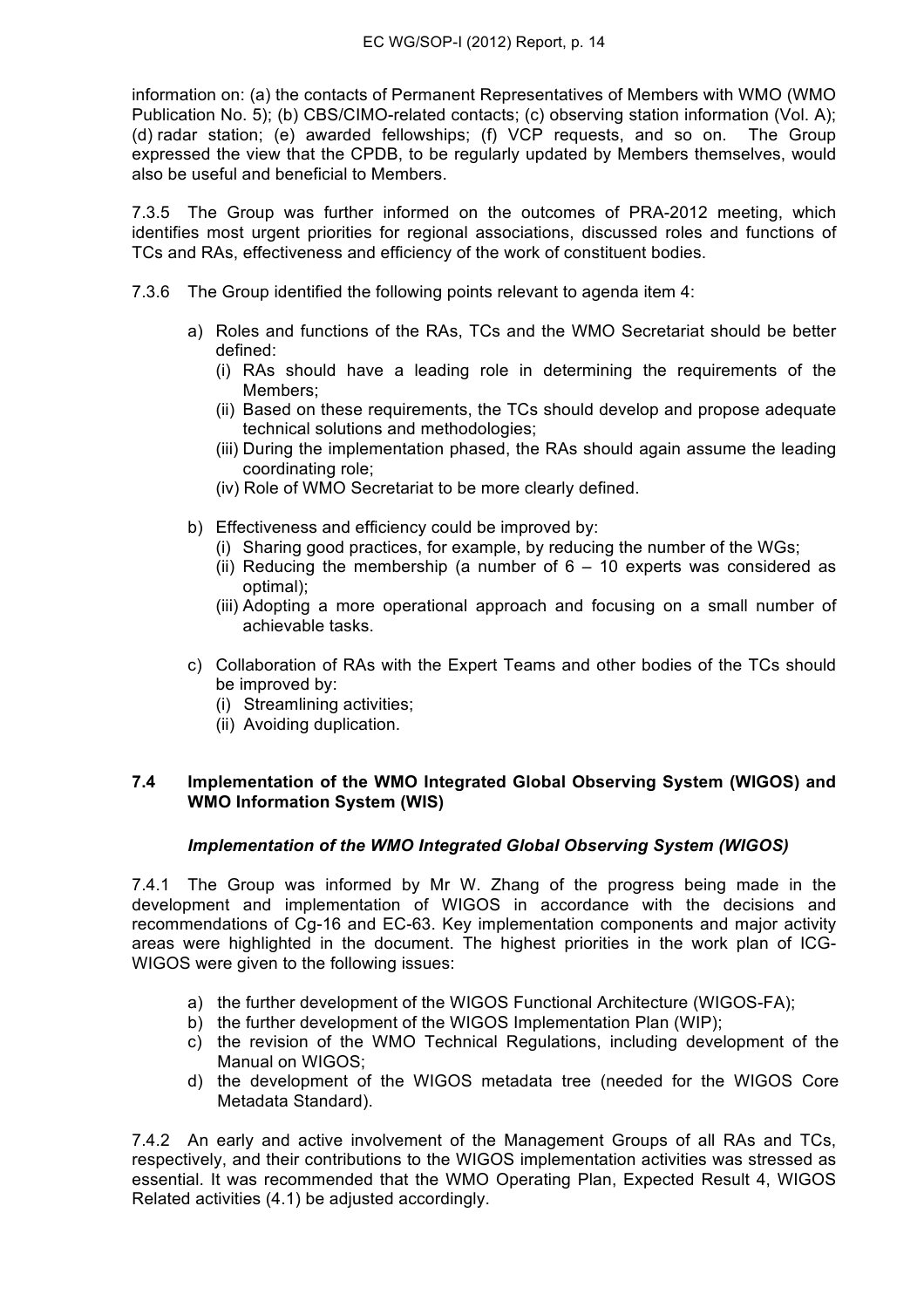information on: (a) the contacts of Permanent Representatives of Members with WMO (WMO Publication No. 5); (b) CBS/CIMO-related contacts; (c) observing station information (Vol. A); (d) radar station; (e) awarded fellowships; (f) VCP requests, and so on. The Group expressed the view that the CPDB, to be regularly updated by Members themselves, would also be useful and beneficial to Members.

7.3.5 The Group was further informed on the outcomes of PRA-2012 meeting, which identifies most urgent priorities for regional associations, discussed roles and functions of TCs and RAs, effectiveness and efficiency of the work of constituent bodies.

7.3.6 The Group identified the following points relevant to agenda item 4:

a) Roles and functions of the RAs, TCs and the WMO Secretariat should be better defined:
   (i) RAs should have a leading role in determining the requirements of the Members;
   (ii) Based on these requirements, the TCs should develop and propose adequate technical solutions and methodologies;
   (iii) During the implementation phased, the RAs should again assume the leading coordinating role;
   (iv) Role of WMO Secretariat to be more clearly defined.

b) Effectiveness and efficiency could be improved by:
   (i) Sharing good practices, for example, by reducing the number of the WGs;
   (ii) Reducing the membership (a number of 6 – 10 experts was considered as optimal);
   (iii) Adopting a more operational approach and focusing on a small number of achievable tasks.

c) Collaboration of RAs with the Expert Teams and other bodies of the TCs should be improved by:
   (i) Streamlining activities;
   (ii) Avoiding duplication.

### 7.4 Implementation of the WMO Integrated Global Observing System (WIGOS) and WMO Information System (WIS)

***Implementation of the WMO Integrated Global Observing System (WIGOS)***

7.4.1 The Group was informed by Mr W. Zhang of the progress being made in the development and implementation of WIGOS in accordance with the decisions and recommendations of Cg-16 and EC-63. Key implementation components and major activity areas were highlighted in the document. The highest priorities in the work plan of ICG-WIGOS were given to the following issues:

a) the further development of the WIGOS Functional Architecture (WIGOS-FA);
b) the further development of the WIGOS Implementation Plan (WIP);
c) the revision of the WMO Technical Regulations, including development of the Manual on WIGOS;
d) the development of the WIGOS metadata tree (needed for the WIGOS Core Metadata Standard).

7.4.2 An early and active involvement of the Management Groups of all RAs and TCs, respectively, and their contributions to the WIGOS implementation activities was stressed as essential. It was recommended that the WMO Operating Plan, Expected Result 4, WIGOS Related activities (4.1) be adjusted accordingly.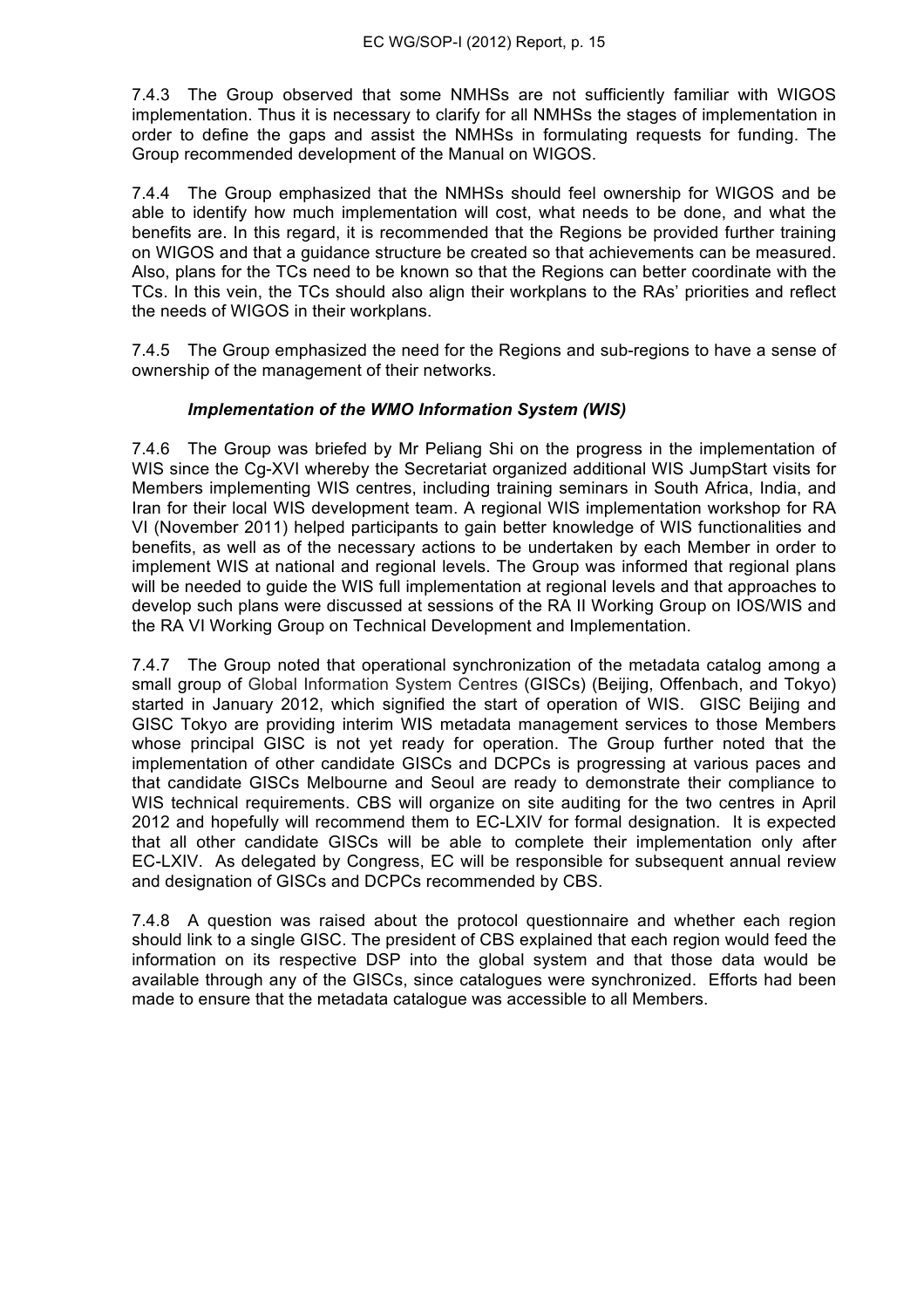7.4.3 The Group observed that some NMHSs are not sufficiently familiar with WIGOS implementation. Thus it is necessary to clarify for all NMHSs the stages of implementation in order to define the gaps and assist the NMHSs in formulating requests for funding. The Group recommended development of the Manual on WIGOS.

7.4.4 The Group emphasized that the NMHSs should feel ownership for WIGOS and be able to identify how much implementation will cost, what needs to be done, and what the benefits are. In this regard, it is recommended that the Regions be provided further training on WIGOS and that a guidance structure be created so that achievements can be measured. Also, plans for the TCs need to be known so that the Regions can better coordinate with the TCs. In this vein, the TCs should also align their workplans to the RAs' priorities and reflect the needs of WIGOS in their workplans.

7.4.5 The Group emphasized the need for the Regions and sub-regions to have a sense of ownership of the management of their networks.

***Implementation of the WMO Information System (WIS)***

7.4.6 The Group was briefed by Mr Peliang Shi on the progress in the implementation of WIS since the Cg-XVI whereby the Secretariat organized additional WIS JumpStart visits for Members implementing WIS centres, including training seminars in South Africa, India, and Iran for their local WIS development team. A regional WIS implementation workshop for RA VI (November 2011) helped participants to gain better knowledge of WIS functionalities and benefits, as well as of the necessary actions to be undertaken by each Member in order to implement WIS at national and regional levels. The Group was informed that regional plans will be needed to guide the WIS full implementation at regional levels and that approaches to develop such plans were discussed at sessions of the RA II Working Group on IOS/WIS and the RA VI Working Group on Technical Development and Implementation.

7.4.7 The Group noted that operational synchronization of the metadata catalog among a small group of Global Information System Centres (GISCs) (Beijing, Offenbach, and Tokyo) started in January 2012, which signified the start of operation of WIS. GISC Beijing and GISC Tokyo are providing interim WIS metadata management services to those Members whose principal GISC is not yet ready for operation. The Group further noted that the implementation of other candidate GISCs and DCPCs is progressing at various paces and that candidate GISCs Melbourne and Seoul are ready to demonstrate their compliance to WIS technical requirements. CBS will organize on site auditing for the two centres in April 2012 and hopefully will recommend them to EC-LXIV for formal designation. It is expected that all other candidate GISCs will be able to complete their implementation only after EC-LXIV. As delegated by Congress, EC will be responsible for subsequent annual review and designation of GISCs and DCPCs recommended by CBS.

7.4.8 A question was raised about the protocol questionnaire and whether each region should link to a single GISC. The president of CBS explained that each region would feed the information on its respective DSP into the global system and that those data would be available through any of the GISCs, since catalogues were synchronized. Efforts had been made to ensure that the metadata catalogue was accessible to all Members.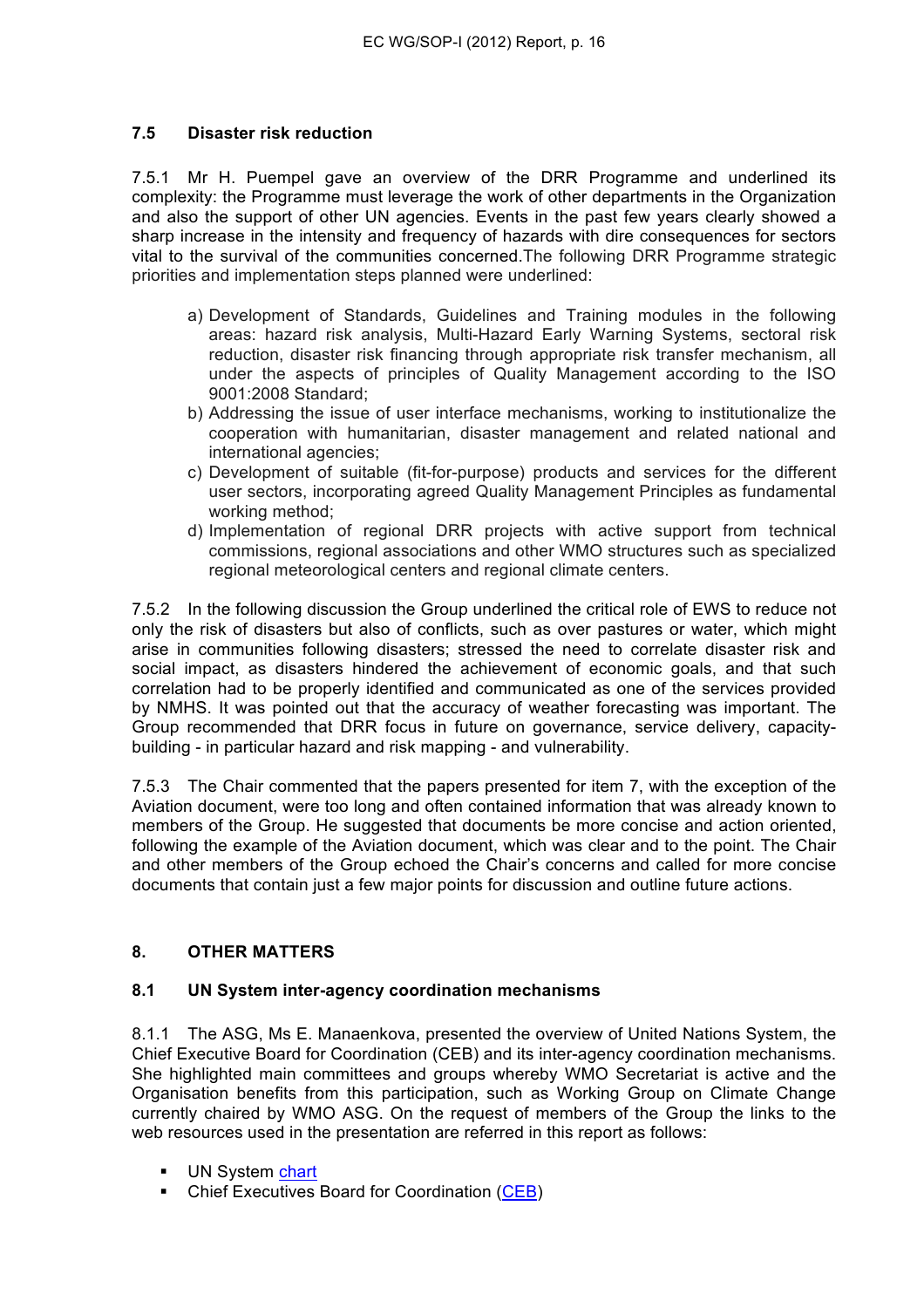### 7.5 Disaster risk reduction

7.5.1 Mr H. Puempel gave an overview of the DRR Programme and underlined its complexity: the Programme must leverage the work of other departments in the Organization and also the support of other UN agencies. Events in the past few years clearly showed a sharp increase in the intensity and frequency of hazards with dire consequences for sectors vital to the survival of the communities concerned.The following DRR Programme strategic priorities and implementation steps planned were underlined:

a) Development of Standards, Guidelines and Training modules in the following areas: hazard risk analysis, Multi-Hazard Early Warning Systems, sectoral risk reduction, disaster risk financing through appropriate risk transfer mechanism, all under the aspects of principles of Quality Management according to the ISO 9001:2008 Standard;
b) Addressing the issue of user interface mechanisms, working to institutionalize the cooperation with humanitarian, disaster management and related national and international agencies;
c) Development of suitable (fit-for-purpose) products and services for the different user sectors, incorporating agreed Quality Management Principles as fundamental working method;
d) Implementation of regional DRR projects with active support from technical commissions, regional associations and other WMO structures such as specialized regional meteorological centers and regional climate centers.

7.5.2 In the following discussion the Group underlined the critical role of EWS to reduce not only the risk of disasters but also of conflicts, such as over pastures or water, which might arise in communities following disasters; stressed the need to correlate disaster risk and social impact, as disasters hindered the achievement of economic goals, and that such correlation had to be properly identified and communicated as one of the services provided by NMHS. It was pointed out that the accuracy of weather forecasting was important. The Group recommended that DRR focus in future on governance, service delivery, capacity-building - in particular hazard and risk mapping - and vulnerability.

7.5.3 The Chair commented that the papers presented for item 7, with the exception of the Aviation document, were too long and often contained information that was already known to members of the Group. He suggested that documents be more concise and action oriented, following the example of the Aviation document, which was clear and to the point. The Chair and other members of the Group echoed the Chair's concerns and called for more concise documents that contain just a few major points for discussion and outline future actions.

## 8. OTHER MATTERS

### 8.1 UN System inter-agency coordination mechanisms

8.1.1 The ASG, Ms E. Manaenkova, presented the overview of United Nations System, the Chief Executive Board for Coordination (CEB) and its inter-agency coordination mechanisms. She highlighted main committees and groups whereby WMO Secretariat is active and the Organisation benefits from this participation, such as Working Group on Climate Change currently chaired by WMO ASG. On the request of members of the Group the links to the web resources used in the presentation are referred in this report as follows:

- UN System chart
- Chief Executives Board for Coordination (CEB)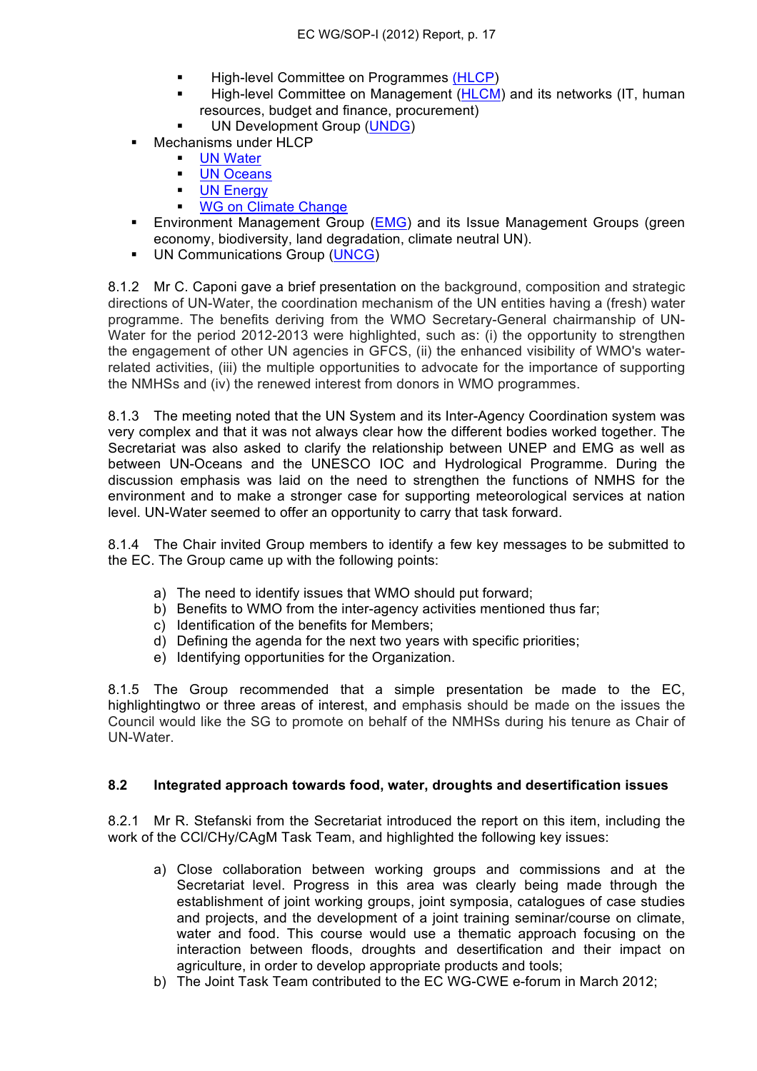- High-level Committee on Programmes (HLCP)
- High-level Committee on Management (HLCM) and its networks (IT, human resources, budget and finance, procurement)
- UN Development Group (UNDG)
- Mechanisms under HLCP
  - UN Water
  - UN Oceans
  - UN Energy
  - WG on Climate Change
- Environment Management Group (EMG) and its Issue Management Groups (green economy, biodiversity, land degradation, climate neutral UN).
- UN Communications Group (UNCG)

8.1.2 Mr C. Caponi gave a brief presentation on the background, composition and strategic directions of UN-Water, the coordination mechanism of the UN entities having a (fresh) water programme. The benefits deriving from the WMO Secretary-General chairmanship of UN-Water for the period 2012-2013 were highlighted, such as: (i) the opportunity to strengthen the engagement of other UN agencies in GFCS, (ii) the enhanced visibility of WMO's water-related activities, (iii) the multiple opportunities to advocate for the importance of supporting the NMHSs and (iv) the renewed interest from donors in WMO programmes.

8.1.3 The meeting noted that the UN System and its Inter-Agency Coordination system was very complex and that it was not always clear how the different bodies worked together. The Secretariat was also asked to clarify the relationship between UNEP and EMG as well as between UN-Oceans and the UNESCO IOC and Hydrological Programme. During the discussion emphasis was laid on the need to strengthen the functions of NMHS for the environment and to make a stronger case for supporting meteorological services at nation level. UN-Water seemed to offer an opportunity to carry that task forward.

8.1.4 The Chair invited Group members to identify a few key messages to be submitted to the EC. The Group came up with the following points:

a) The need to identify issues that WMO should put forward;
b) Benefits to WMO from the inter-agency activities mentioned thus far;
c) Identification of the benefits for Members;
d) Defining the agenda for the next two years with specific priorities;
e) Identifying opportunities for the Organization.

8.1.5 The Group recommended that a simple presentation be made to the EC, highlightingtwo or three areas of interest, and emphasis should be made on the issues the Council would like the SG to promote on behalf of the NMHSs during his tenure as Chair of UN-Water.

### 8.2 Integrated approach towards food, water, droughts and desertification issues

8.2.1 Mr R. Stefanski from the Secretariat introduced the report on this item, including the work of the CCl/CHy/CAgM Task Team, and highlighted the following key issues:

a) Close collaboration between working groups and commissions and at the Secretariat level. Progress in this area was clearly being made through the establishment of joint working groups, joint symposia, catalogues of case studies and projects, and the development of a joint training seminar/course on climate, water and food. This course would use a thematic approach focusing on the interaction between floods, droughts and desertification and their impact on agriculture, in order to develop appropriate products and tools;
b) The Joint Task Team contributed to the EC WG-CWE e-forum in March 2012;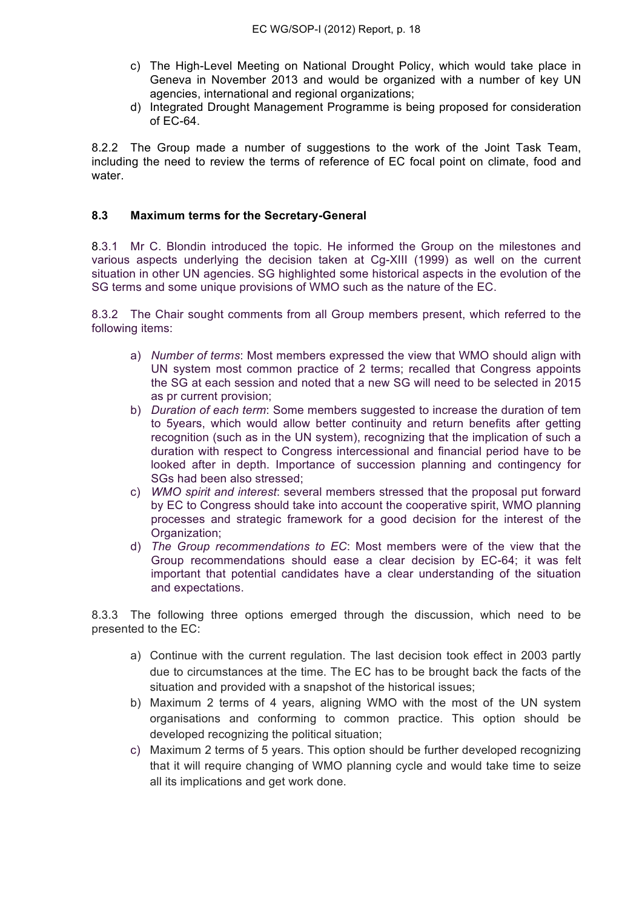c) The High-Level Meeting on National Drought Policy, which would take place in Geneva in November 2013 and would be organized with a number of key UN agencies, international and regional organizations;
d) Integrated Drought Management Programme is being proposed for consideration of EC-64.

8.2.2 The Group made a number of suggestions to the work of the Joint Task Team, including the need to review the terms of reference of EC focal point on climate, food and water.

### 8.3 Maximum terms for the Secretary-General

8.3.1 Mr C. Blondin introduced the topic. He informed the Group on the milestones and various aspects underlying the decision taken at Cg-XIII (1999) as well on the current situation in other UN agencies. SG highlighted some historical aspects in the evolution of the SG terms and some unique provisions of WMO such as the nature of the EC.

8.3.2 The Chair sought comments from all Group members present, which referred to the following items:

a) *Number of terms*: Most members expressed the view that WMO should align with UN system most common practice of 2 terms; recalled that Congress appoints the SG at each session and noted that a new SG will need to be selected in 2015 as pr current provision;
b) *Duration of each term*: Some members suggested to increase the duration of tem to 5years, which would allow better continuity and return benefits after getting recognition (such as in the UN system), recognizing that the implication of such a duration with respect to Congress intercessional and financial period have to be looked after in depth. Importance of succession planning and contingency for SGs had been also stressed;
c) *WMO spirit and interest*: several members stressed that the proposal put forward by EC to Congress should take into account the cooperative spirit, WMO planning processes and strategic framework for a good decision for the interest of the Organization;
d) *The Group recommendations to EC*: Most members were of the view that the Group recommendations should ease a clear decision by EC-64; it was felt important that potential candidates have a clear understanding of the situation and expectations.

8.3.3 The following three options emerged through the discussion, which need to be presented to the EC:

a) Continue with the current regulation. The last decision took effect in 2003 partly due to circumstances at the time. The EC has to be brought back the facts of the situation and provided with a snapshot of the historical issues;
b) Maximum 2 terms of 4 years, aligning WMO with the most of the UN system organisations and conforming to common practice. This option should be developed recognizing the political situation;
c) Maximum 2 terms of 5 years. This option should be further developed recognizing that it will require changing of WMO planning cycle and would take time to seize all its implications and get work done.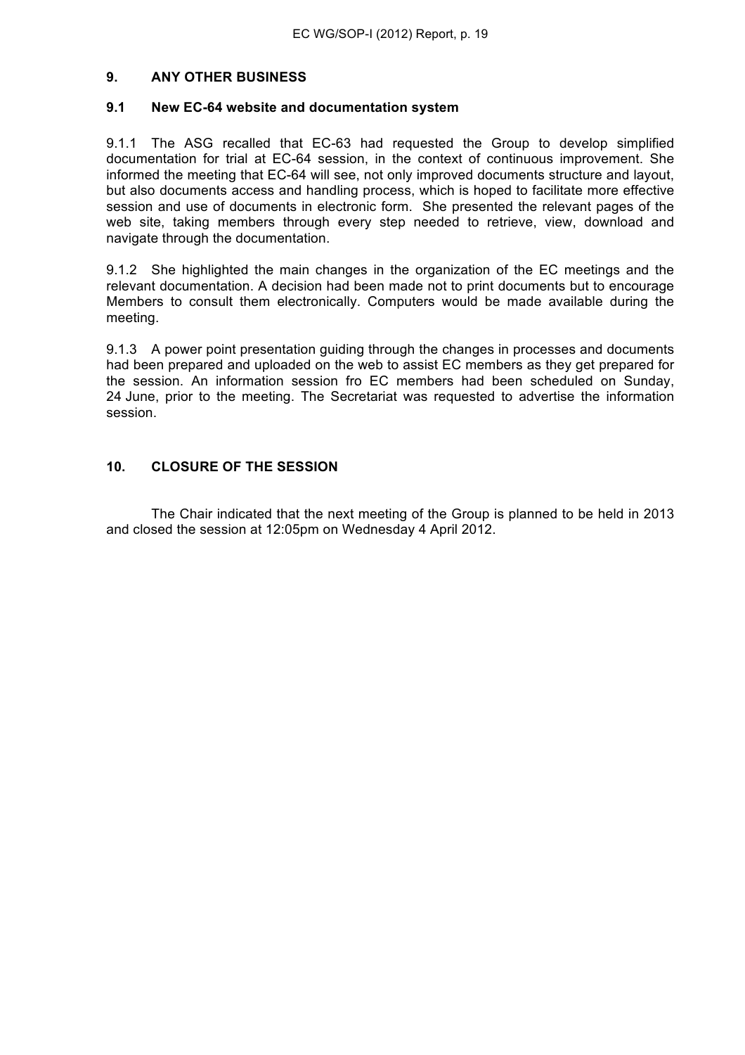## 9. ANY OTHER BUSINESS

### 9.1 New EC-64 website and documentation system

9.1.1 The ASG recalled that EC-63 had requested the Group to develop simplified documentation for trial at EC-64 session, in the context of continuous improvement. She informed the meeting that EC-64 will see, not only improved documents structure and layout, but also documents access and handling process, which is hoped to facilitate more effective session and use of documents in electronic form. She presented the relevant pages of the web site, taking members through every step needed to retrieve, view, download and navigate through the documentation.

9.1.2 She highlighted the main changes in the organization of the EC meetings and the relevant documentation. A decision had been made not to print documents but to encourage Members to consult them electronically. Computers would be made available during the meeting.

9.1.3 A power point presentation guiding through the changes in processes and documents had been prepared and uploaded on the web to assist EC members as they get prepared for the session. An information session fro EC members had been scheduled on Sunday, 24 June, prior to the meeting. The Secretariat was requested to advertise the information session.

## 10. CLOSURE OF THE SESSION

The Chair indicated that the next meeting of the Group is planned to be held in 2013 and closed the session at 12:05pm on Wednesday 4 April 2012.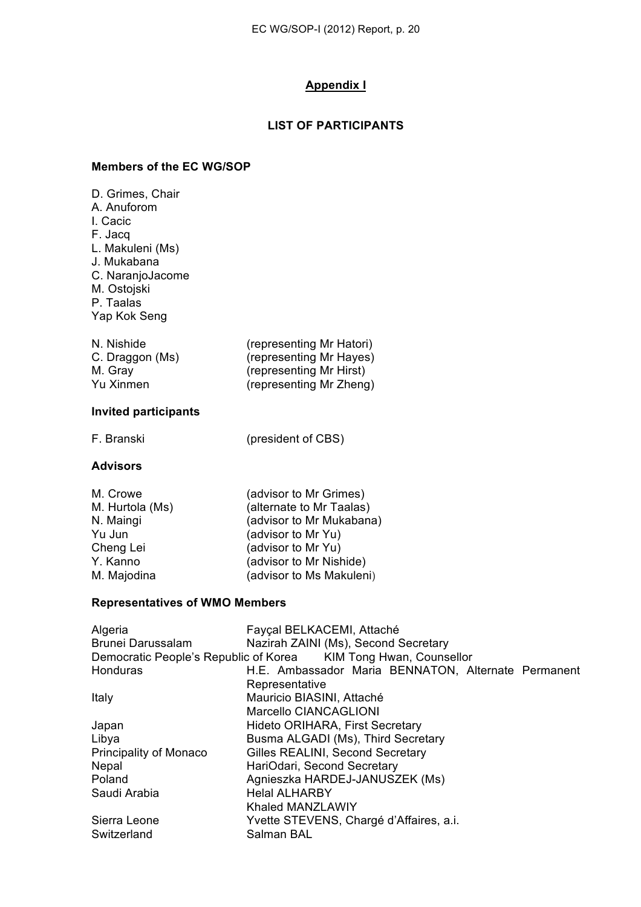## Appendix I

### LIST OF PARTICIPANTS

**Members of the EC WG/SOP**

D. Grimes, Chair
A. Anuforom
I. Cacic
F. Jacq
L. Makuleni (Ms)
J. Mukabana
C. NaranjoJacome
M. Ostojski
P. Taalas
Yap Kok Seng

| | |
|---|---|
| N. Nishide | (representing Mr Hatori) |
| C. Draggon (Ms) | (representing Mr Hayes) |
| M. Gray | (representing Mr Hirst) |
| Yu Xinmen | (representing Mr Zheng) |

**Invited participants**

| | |
|---|---|
| F. Branski | (president of CBS) |

**Advisors**

| | |
|---|---|
| M. Crowe | (advisor to Mr Grimes) |
| M. Hurtola (Ms) | (alternate to Mr Taalas) |
| N. Maingi | (advisor to Mr Mukabana) |
| Yu Jun | (advisor to Mr Yu) |
| Cheng Lei | (advisor to Mr Yu) |
| Y. Kanno | (advisor to Mr Nishide) |
| M. Majodina | (advisor to Ms Makuleni) |

**Representatives of WMO Members**

| | |
|---|---|
| Algeria | Fayçal BELKACEMI, Attaché |
| Brunei Darussalam | Nazirah ZAINI (Ms), Second Secretary |
| Democratic People's Republic of Korea | KIM Tong Hwan, Counsellor |
| Honduras | H.E. Ambassador Maria BENNATON, Alternate Permanent Representative |
| Italy | Mauricio BIASINI, Attaché<br>Marcello CIANCAGLIONI |
| Japan | Hideto ORIHARA, First Secretary |
| Libya | Busma ALGADI (Ms), Third Secretary |
| Principality of Monaco | Gilles REALINI, Second Secretary |
| Nepal | HariOdari, Second Secretary |
| Poland | Agnieszka HARDEJ-JANUSZEK (Ms) |
| Saudi Arabia | Helal ALHARBY<br>Khaled MANZLAWIY |
| Sierra Leone | Yvette STEVENS, Chargé d'Affaires, a.i. |
| Switzerland | Salman BAL |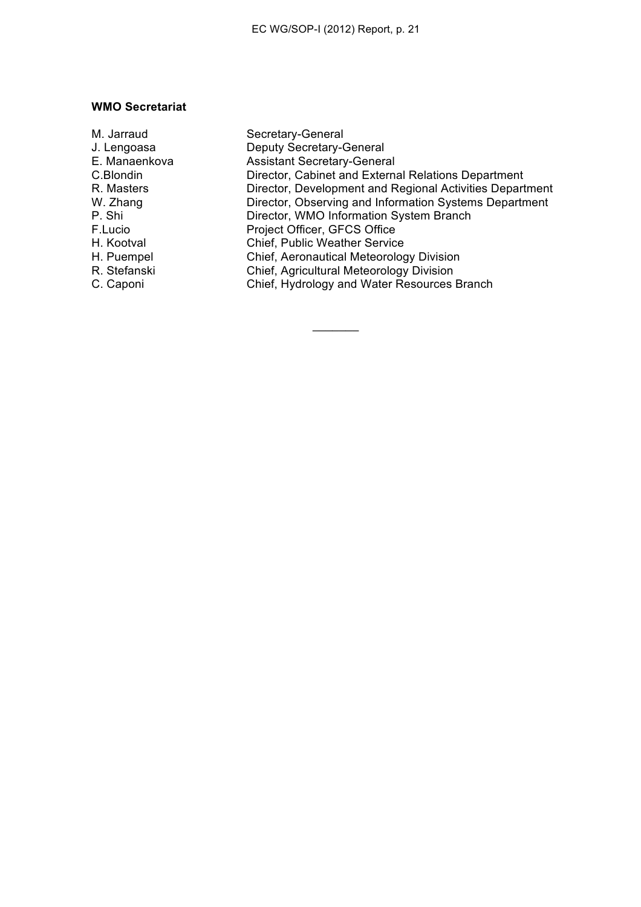**WMO Secretariat**

| | |
|---|---|
| M. Jarraud | Secretary-General |
| J. Lengoasa | Deputy Secretary-General |
| E. Manaenkova | Assistant Secretary-General |
| C.Blondin | Director, Cabinet and External Relations Department |
| R. Masters | Director, Development and Regional Activities Department |
| W. Zhang | Director, Observing and Information Systems Department |
| P. Shi | Director, WMO Information System Branch |
| F.Lucio | Project Officer, GFCS Office |
| H. Kootval | Chief, Public Weather Service |
| H. Puempel | Chief, Aeronautical Meteorology Division |
| R. Stefanski | Chief, Agricultural Meteorology Division |
| C. Caponi | Chief, Hydrology and Water Resources Branch |

\_\_\_\_\_\_\_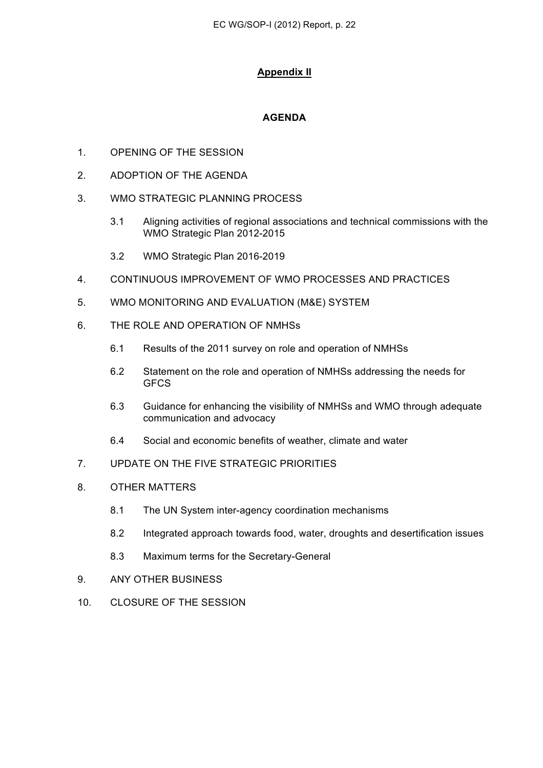## Appendix II

### AGENDA

1. OPENING OF THE SESSION

2. ADOPTION OF THE AGENDA

3. WMO STRATEGIC PLANNING PROCESS

   3.1 Aligning activities of regional associations and technical commissions with the WMO Strategic Plan 2012-2015

   3.2 WMO Strategic Plan 2016-2019

4. CONTINUOUS IMPROVEMENT OF WMO PROCESSES AND PRACTICES

5. WMO MONITORING AND EVALUATION (M&E) SYSTEM

6. THE ROLE AND OPERATION OF NMHSs

   6.1 Results of the 2011 survey on role and operation of NMHSs

   6.2 Statement on the role and operation of NMHSs addressing the needs for GFCS

   6.3 Guidance for enhancing the visibility of NMHSs and WMO through adequate communication and advocacy

   6.4 Social and economic benefits of weather, climate and water

7. UPDATE ON THE FIVE STRATEGIC PRIORITIES

8. OTHER MATTERS

   8.1 The UN System inter-agency coordination mechanisms

   8.2 Integrated approach towards food, water, droughts and desertification issues

   8.3 Maximum terms for the Secretary-General

9. ANY OTHER BUSINESS

10. CLOSURE OF THE SESSION